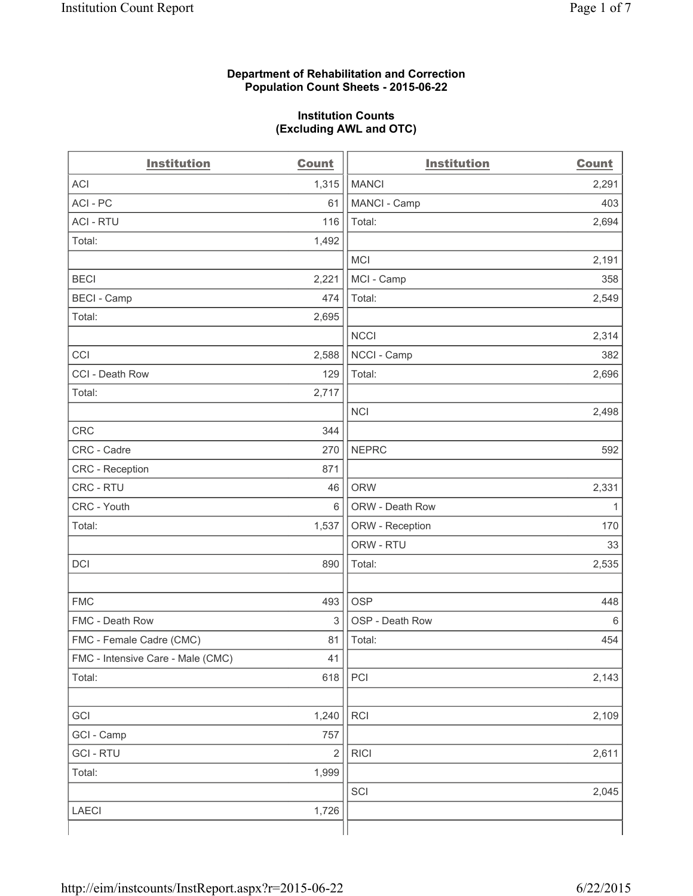**Department of Rehabilitation and Correction**
**Population Count Sheets - 2015-06-22**

**Institution Counts**
**(Excluding AWL and OTC)**

| Institution | Count | Institution | Count |
|---|---|---|---|
| ACI | 1,315 | MANCI | 2,291 |
| ACI - PC | 61 | MANCI - Camp | 403 |
| ACI - RTU | 116 | Total: | 2,694 |
| Total: | 1,492 | | |
| | | MCI | 2,191 |
| BECI | 2,221 | MCI - Camp | 358 |
| BECI - Camp | 474 | Total: | 2,549 |
| Total: | 2,695 | | |
| | | NCCI | 2,314 |
| CCI | 2,588 | NCCI - Camp | 382 |
| CCI - Death Row | 129 | Total: | 2,696 |
| Total: | 2,717 | | |
| | | NCI | 2,498 |
| CRC | 344 | | |
| CRC - Cadre | 270 | NEPRC | 592 |
| CRC - Reception | 871 | | |
| CRC - RTU | 46 | ORW | 2,331 |
| CRC - Youth | 6 | ORW - Death Row | 1 |
| Total: | 1,537 | ORW - Reception | 170 |
| | | ORW - RTU | 33 |
| DCI | 890 | Total: | 2,535 |
| | | | |
| FMC | 493 | OSP | 448 |
| FMC - Death Row | 3 | OSP - Death Row | 6 |
| FMC - Female Cadre (CMC) | 81 | Total: | 454 |
| FMC - Intensive Care - Male (CMC) | 41 | | |
| Total: | 618 | PCI | 2,143 |
| | | | |
| GCI | 1,240 | RCI | 2,109 |
| GCI - Camp | 757 | | |
| GCI - RTU | 2 | RICI | 2,611 |
| Total: | 1,999 | | |
| | | SCI | 2,045 |
| LAECI | 1,726 | | |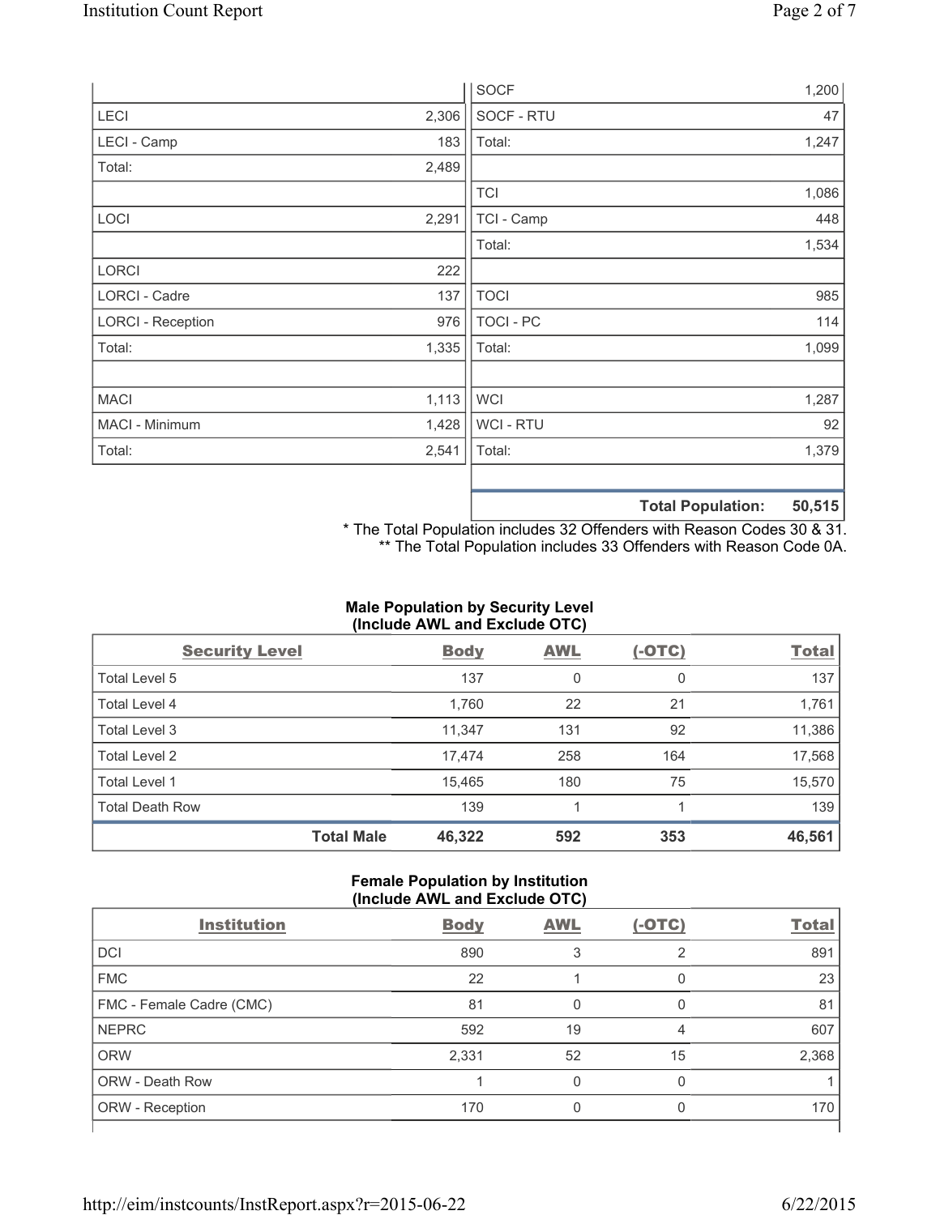| Institution | Count |
|---|---|
| LECI | 2,306 |
| LECI - Camp | 183 |
| Total: | 2,489 |
| | |
| LOCI | 2,291 |
| | |
| LORCI | 222 |
| LORCI - Cadre | 137 |
| LORCI - Reception | 976 |
| Total: | 1,335 |
| | |
| MACI | 1,113 |
| MACI - Minimum | 1,428 |
| Total: | 2,541 |

| Institution | Count |
|---|---|
| SOCF | 1,200 |
| SOCF - RTU | 47 |
| Total: | 1,247 |
| | |
| TCI | 1,086 |
| TCI - Camp | 448 |
| Total: | 1,534 |
| | |
| TOCI | 985 |
| TOCI - PC | 114 |
| Total: | 1,099 |
| | |
| WCI | 1,287 |
| WCI - RTU | 92 |
| Total: | 1,379 |
| | |
| **Total Population:** | **50,515** |

\* The Total Population includes 32 Offenders with Reason Codes 30 & 31.
\*\* The Total Population includes 33 Offenders with Reason Code 0A.

### Male Population by Security Level (Include AWL and Exclude OTC)

| Security Level | Body | AWL | (-OTC) | Total |
|---|---|---|---|---|
| Total Level 5 | 137 | 0 | 0 | 137 |
| Total Level 4 | 1,760 | 22 | 21 | 1,761 |
| Total Level 3 | 11,347 | 131 | 92 | 11,386 |
| Total Level 2 | 17,474 | 258 | 164 | 17,568 |
| Total Level 1 | 15,465 | 180 | 75 | 15,570 |
| Total Death Row | 139 | 1 | 1 | 139 |
| **Total Male** | **46,322** | **592** | **353** | **46,561** |

### Female Population by Institution (Include AWL and Exclude OTC)

| Institution | Body | AWL | (-OTC) | Total |
|---|---|---|---|---|
| DCI | 890 | 3 | 2 | 891 |
| FMC | 22 | 1 | 0 | 23 |
| FMC - Female Cadre (CMC) | 81 | 0 | 0 | 81 |
| NEPRC | 592 | 19 | 4 | 607 |
| ORW | 2,331 | 52 | 15 | 2,368 |
| ORW - Death Row | 1 | 0 | 0 | 1 |
| ORW - Reception | 170 | 0 | 0 | 170 |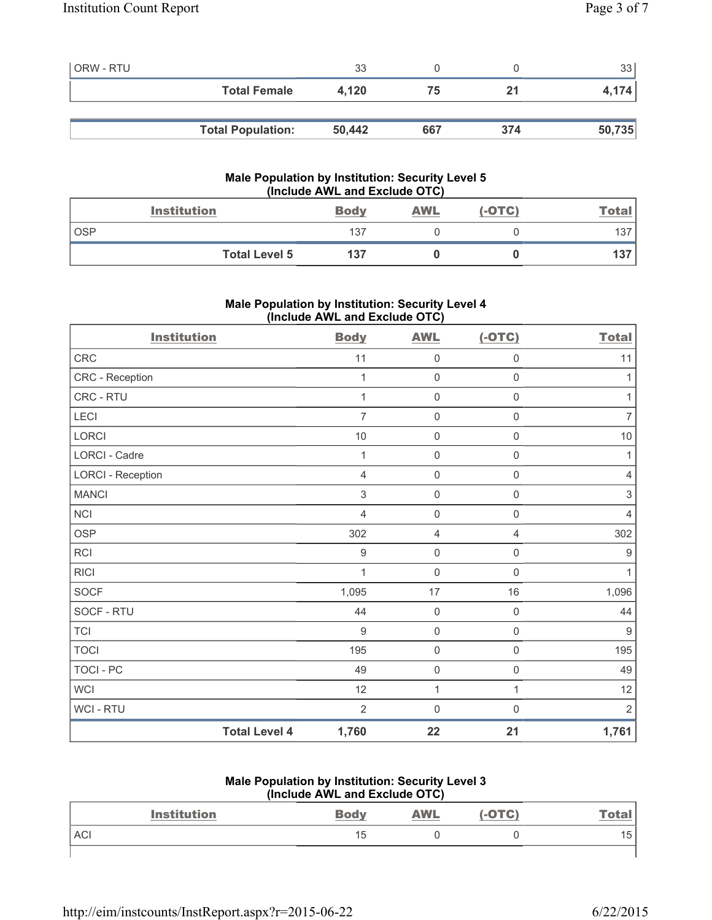| | | | | |
|---|---|---|---|---|
| ORW - RTU | 33 | 0 | 0 | 33 |
| **Total Female** | **4,120** | **75** | **21** | **4,174** |

| | | | | |
|---|---|---|---|---|
| **Total Population:** | **50,442** | **667** | **374** | **50,735** |

### Male Population by Institution: Security Level 5 (Include AWL and Exclude OTC)

| Institution | Body | AWL | (-OTC) | Total |
|---|---|---|---|---|
| OSP | 137 | 0 | 0 | 137 |
| **Total Level 5** | **137** | **0** | **0** | **137** |

### Male Population by Institution: Security Level 4 (Include AWL and Exclude OTC)

| Institution | Body | AWL | (-OTC) | Total |
|---|---|---|---|---|
| CRC | 11 | 0 | 0 | 11 |
| CRC - Reception | 1 | 0 | 0 | 1 |
| CRC - RTU | 1 | 0 | 0 | 1 |
| LECI | 7 | 0 | 0 | 7 |
| LORCI | 10 | 0 | 0 | 10 |
| LORCI - Cadre | 1 | 0 | 0 | 1 |
| LORCI - Reception | 4 | 0 | 0 | 4 |
| MANCI | 3 | 0 | 0 | 3 |
| NCI | 4 | 0 | 0 | 4 |
| OSP | 302 | 4 | 4 | 302 |
| RCI | 9 | 0 | 0 | 9 |
| RICI | 1 | 0 | 0 | 1 |
| SOCF | 1,095 | 17 | 16 | 1,096 |
| SOCF - RTU | 44 | 0 | 0 | 44 |
| TCI | 9 | 0 | 0 | 9 |
| TOCI | 195 | 0 | 0 | 195 |
| TOCI - PC | 49 | 0 | 0 | 49 |
| WCI | 12 | 1 | 1 | 12 |
| WCI - RTU | 2 | 0 | 0 | 2 |
| **Total Level 4** | **1,760** | **22** | **21** | **1,761** |

### Male Population by Institution: Security Level 3 (Include AWL and Exclude OTC)

| Institution | Body | AWL | (-OTC) | Total |
|---|---|---|---|---|
| ACI | 15 | 0 | 0 | 15 |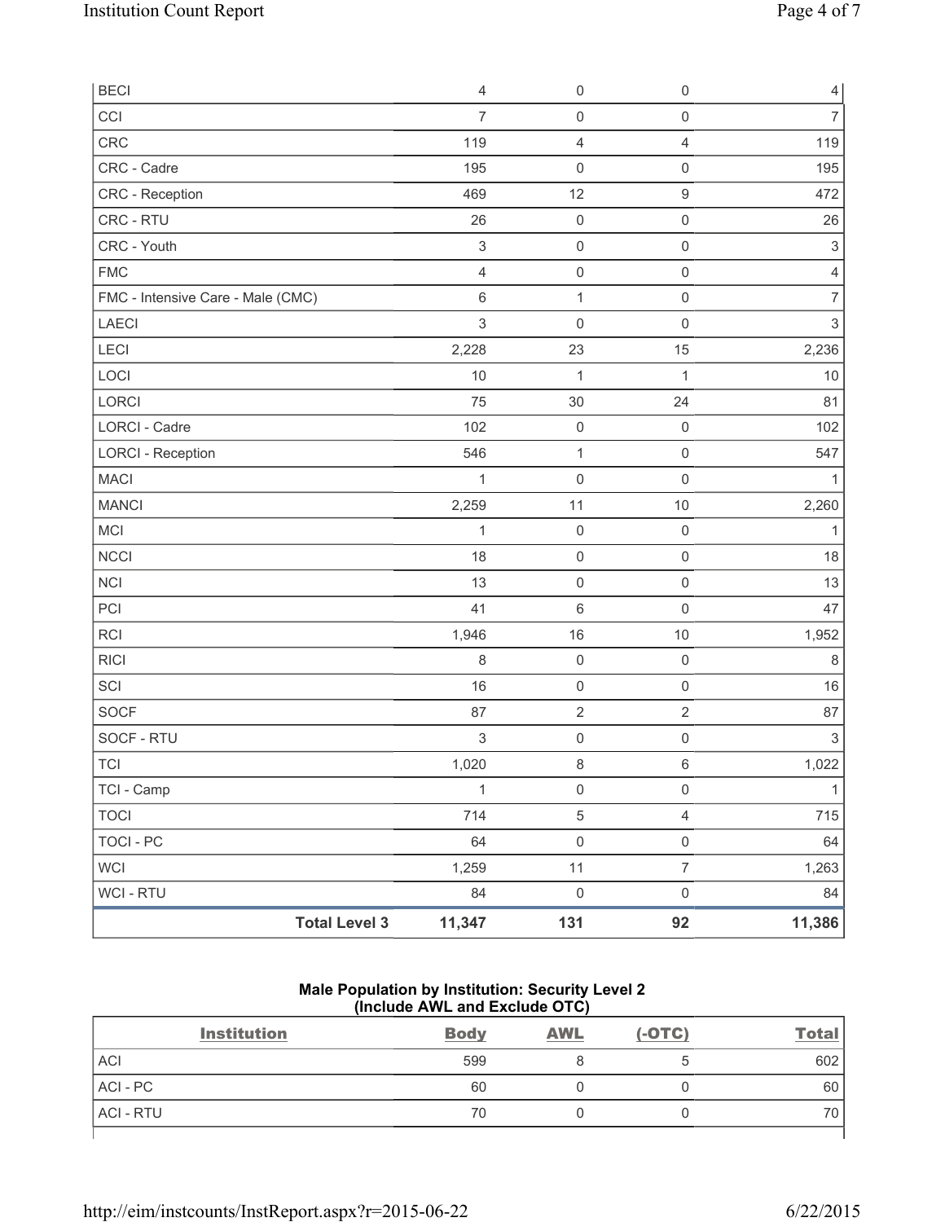| | | | | |
|---|---|---|---|---|
| BECI | 4 | 0 | 0 | 4 |
| CCI | 7 | 0 | 0 | 7 |
| CRC | 119 | 4 | 4 | 119 |
| CRC - Cadre | 195 | 0 | 0 | 195 |
| CRC - Reception | 469 | 12 | 9 | 472 |
| CRC - RTU | 26 | 0 | 0 | 26 |
| CRC - Youth | 3 | 0 | 0 | 3 |
| FMC | 4 | 0 | 0 | 4 |
| FMC - Intensive Care - Male (CMC) | 6 | 1 | 0 | 7 |
| LAECI | 3 | 0 | 0 | 3 |
| LECI | 2,228 | 23 | 15 | 2,236 |
| LOCI | 10 | 1 | 1 | 10 |
| LORCI | 75 | 30 | 24 | 81 |
| LORCI - Cadre | 102 | 0 | 0 | 102 |
| LORCI - Reception | 546 | 1 | 0 | 547 |
| MACI | 1 | 0 | 0 | 1 |
| MANCI | 2,259 | 11 | 10 | 2,260 |
| MCI | 1 | 0 | 0 | 1 |
| NCCI | 18 | 0 | 0 | 18 |
| NCI | 13 | 0 | 0 | 13 |
| PCI | 41 | 6 | 0 | 47 |
| RCI | 1,946 | 16 | 10 | 1,952 |
| RICI | 8 | 0 | 0 | 8 |
| SCI | 16 | 0 | 0 | 16 |
| SOCF | 87 | 2 | 2 | 87 |
| SOCF - RTU | 3 | 0 | 0 | 3 |
| TCI | 1,020 | 8 | 6 | 1,022 |
| TCI - Camp | 1 | 0 | 0 | 1 |
| TOCI | 714 | 5 | 4 | 715 |
| TOCI - PC | 64 | 0 | 0 | 64 |
| WCI | 1,259 | 11 | 7 | 1,263 |
| WCI - RTU | 84 | 0 | 0 | 84 |
| **Total Level 3** | **11,347** | **131** | **92** | **11,386** |

**Male Population by Institution: Security Level 2**
**(Include AWL and Exclude OTC)**

| Institution | Body | AWL | (-OTC) | Total |
|---|---|---|---|---|
| ACI | 599 | 8 | 5 | 602 |
| ACI - PC | 60 | 0 | 0 | 60 |
| ACI - RTU | 70 | 0 | 0 | 70 |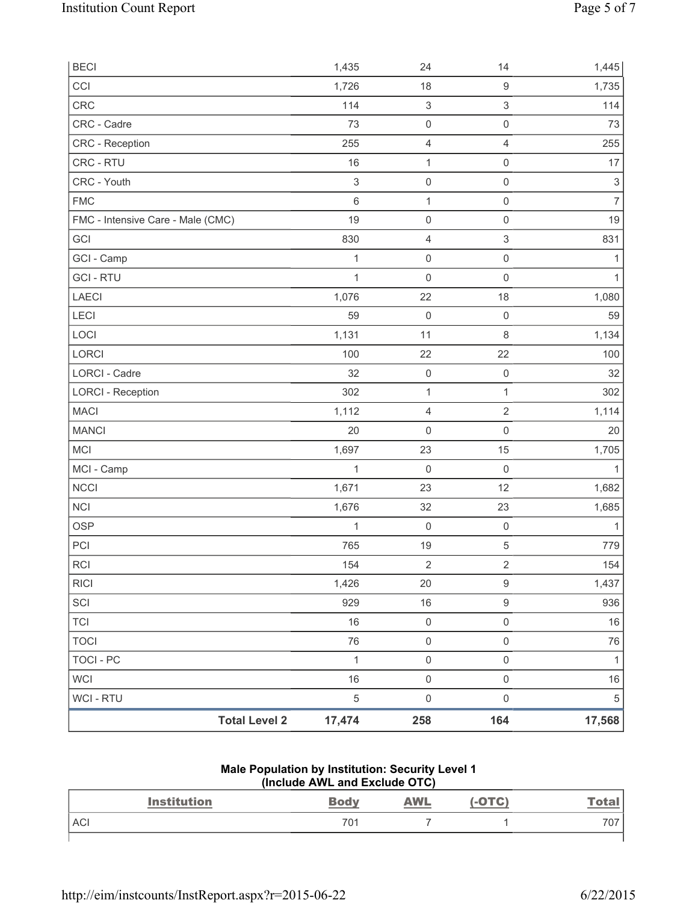| BECI | 1,435 | 24 | 14 | 1,445 |
|---|---|---|---|---|
| CCI | 1,726 | 18 | 9 | 1,735 |
| CRC | 114 | 3 | 3 | 114 |
| CRC - Cadre | 73 | 0 | 0 | 73 |
| CRC - Reception | 255 | 4 | 4 | 255 |
| CRC - RTU | 16 | 1 | 0 | 17 |
| CRC - Youth | 3 | 0 | 0 | 3 |
| FMC | 6 | 1 | 0 | 7 |
| FMC - Intensive Care - Male (CMC) | 19 | 0 | 0 | 19 |
| GCI | 830 | 4 | 3 | 831 |
| GCI - Camp | 1 | 0 | 0 | 1 |
| GCI - RTU | 1 | 0 | 0 | 1 |
| LAECI | 1,076 | 22 | 18 | 1,080 |
| LECI | 59 | 0 | 0 | 59 |
| LOCI | 1,131 | 11 | 8 | 1,134 |
| LORCI | 100 | 22 | 22 | 100 |
| LORCI - Cadre | 32 | 0 | 0 | 32 |
| LORCI - Reception | 302 | 1 | 1 | 302 |
| MACI | 1,112 | 4 | 2 | 1,114 |
| MANCI | 20 | 0 | 0 | 20 |
| MCI | 1,697 | 23 | 15 | 1,705 |
| MCI - Camp | 1 | 0 | 0 | 1 |
| NCCI | 1,671 | 23 | 12 | 1,682 |
| NCI | 1,676 | 32 | 23 | 1,685 |
| OSP | 1 | 0 | 0 | 1 |
| PCI | 765 | 19 | 5 | 779 |
| RCI | 154 | 2 | 2 | 154 |
| RICI | 1,426 | 20 | 9 | 1,437 |
| SCI | 929 | 16 | 9 | 936 |
| TCI | 16 | 0 | 0 | 16 |
| TOCI | 76 | 0 | 0 | 76 |
| TOCI - PC | 1 | 0 | 0 | 1 |
| WCI | 16 | 0 | 0 | 16 |
| WCI - RTU | 5 | 0 | 0 | 5 |
| **Total Level 2** | **17,474** | **258** | **164** | **17,568** |

**Male Population by Institution: Security Level 1**
**(Include AWL and Exclude OTC)**

| Institution | Body | AWL | (-OTC) | Total |
|---|---|---|---|---|
| ACI | 701 | 7 | 1 | 707 |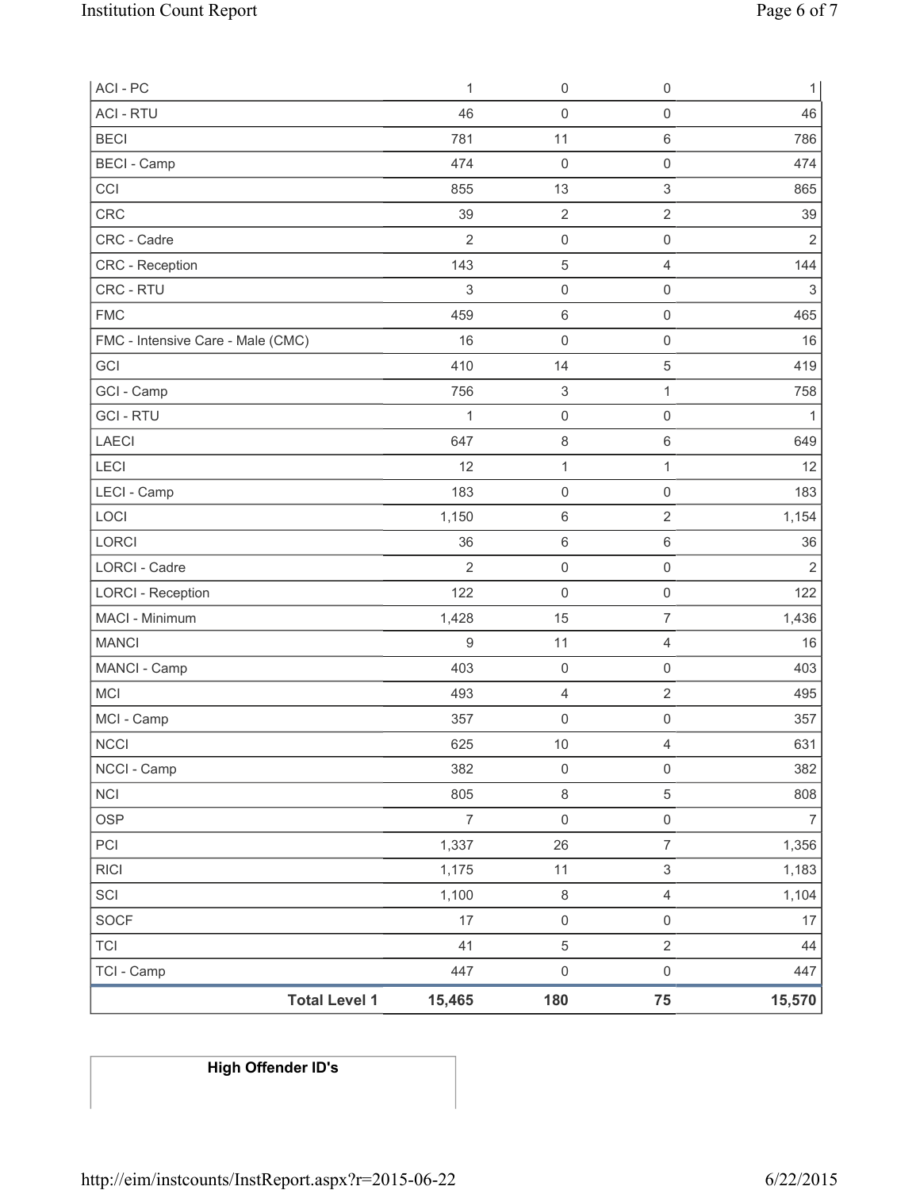| | | | | |
|---|---|---|---|---|
| ACI - PC | 1 | 0 | 0 | 1 |
| ACI - RTU | 46 | 0 | 0 | 46 |
| BECI | 781 | 11 | 6 | 786 |
| BECI - Camp | 474 | 0 | 0 | 474 |
| CCI | 855 | 13 | 3 | 865 |
| CRC | 39 | 2 | 2 | 39 |
| CRC - Cadre | 2 | 0 | 0 | 2 |
| CRC - Reception | 143 | 5 | 4 | 144 |
| CRC - RTU | 3 | 0 | 0 | 3 |
| FMC | 459 | 6 | 0 | 465 |
| FMC - Intensive Care - Male (CMC) | 16 | 0 | 0 | 16 |
| GCI | 410 | 14 | 5 | 419 |
| GCI - Camp | 756 | 3 | 1 | 758 |
| GCI - RTU | 1 | 0 | 0 | 1 |
| LAECI | 647 | 8 | 6 | 649 |
| LECI | 12 | 1 | 1 | 12 |
| LECI - Camp | 183 | 0 | 0 | 183 |
| LOCI | 1,150 | 6 | 2 | 1,154 |
| LORCI | 36 | 6 | 6 | 36 |
| LORCI - Cadre | 2 | 0 | 0 | 2 |
| LORCI - Reception | 122 | 0 | 0 | 122 |
| MACI - Minimum | 1,428 | 15 | 7 | 1,436 |
| MANCI | 9 | 11 | 4 | 16 |
| MANCI - Camp | 403 | 0 | 0 | 403 |
| MCI | 493 | 4 | 2 | 495 |
| MCI - Camp | 357 | 0 | 0 | 357 |
| NCCI | 625 | 10 | 4 | 631 |
| NCCI - Camp | 382 | 0 | 0 | 382 |
| NCI | 805 | 8 | 5 | 808 |
| OSP | 7 | 0 | 0 | 7 |
| PCI | 1,337 | 26 | 7 | 1,356 |
| RICI | 1,175 | 11 | 3 | 1,183 |
| SCI | 1,100 | 8 | 4 | 1,104 |
| SOCF | 17 | 0 | 0 | 17 |
| TCI | 41 | 5 | 2 | 44 |
| TCI - Camp | 447 | 0 | 0 | 447 |
| **Total Level 1** | **15,465** | **180** | **75** | **15,570** |

| **High Offender ID's** |
|---|
| |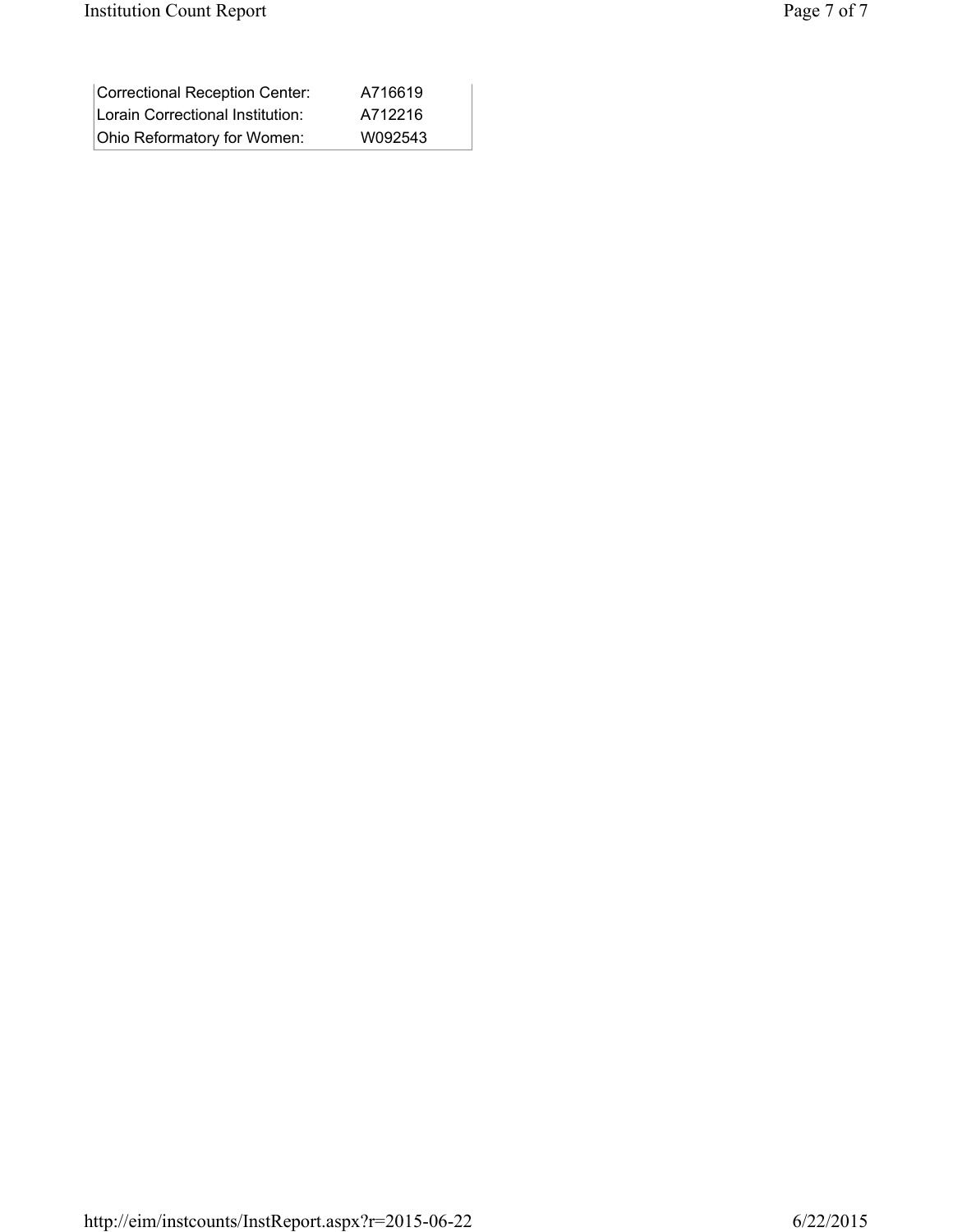| | |
|---|---|
| Correctional Reception Center: | A716619 |
| Lorain Correctional Institution: | A712216 |
| Ohio Reformatory for Women: | W092543 |